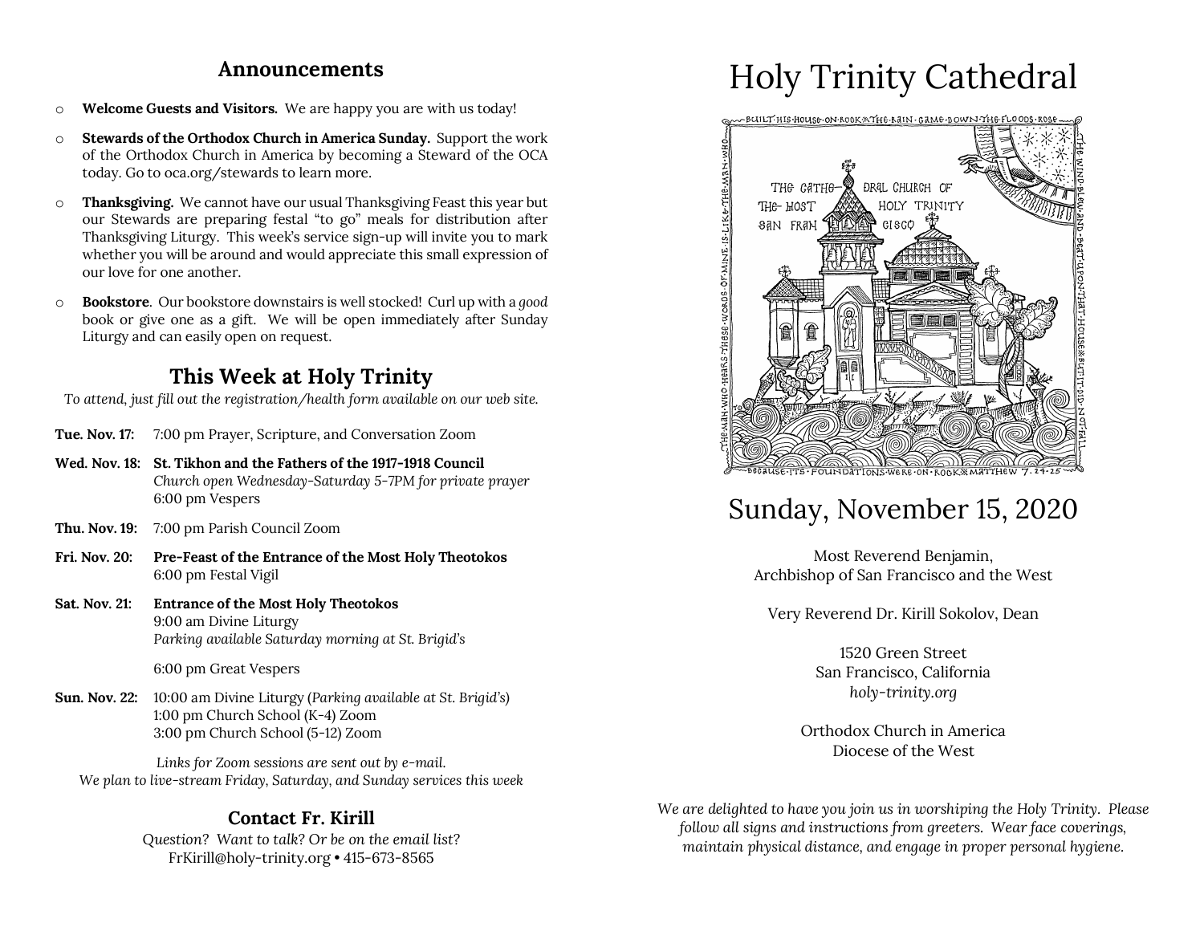## Announcements

- **Welcome Guests and Visitors.** We are happy you are with us today!
- **Stewards of the Orthodox Church in America Sunday.** Support the work of the Orthodox Church in America by becoming a Steward of the OCA today. Go to oca.org/stewards to learn more.
- **Thanksgiving.** We cannot have our usual Thanksgiving Feast this year but our Stewards are preparing festal "to go" meals for distribution after Thanksgiving Liturgy. This week's service sign-up will invite you to mark whether you will be around and would appreciate this small expression of our love for one another.
- **Bookstore**. Our bookstore downstairs is well stocked! Curl up with a *good* book or give one as a gift. We will be open immediately after Sunday Liturgy and can easily open on request.

## This Week at Holy Trinity

*To attend, just fill out the registration/health form available on our web site.*

**Tue. Nov. 17:** 7:00 pm Prayer, Scripture, and Conversation Zoom

**Wed. Nov. 18:** **St. Tikhon and the Fathers of the 1917-1918 Council**
*Church open Wednesday-Saturday 5-7PM for private prayer*
6:00 pm Vespers

**Thu. Nov. 19:** 7:00 pm Parish Council Zoom

**Fri. Nov. 20:** **Pre-Feast of the Entrance of the Most Holy Theotokos**
6:00 pm Festal Vigil

**Sat. Nov. 21:** **Entrance of the Most Holy Theotokos**
9:00 am Divine Liturgy
*Parking available Saturday morning at St. Brigid's*

6:00 pm Great Vespers

**Sun. Nov. 22:** 10:00 am Divine Liturgy (*Parking available at St. Brigid's*)
1:00 pm Church School (K-4) Zoom
3:00 pm Church School (5-12) Zoom

*Links for Zoom sessions are sent out by e-mail.*
*We plan to live-stream Friday, Saturday, and Sunday services this week*

### Contact Fr. Kirill

*Question? Want to talk? Or be on the email list?*
FrKirill@holy-trinity.org • 415-673-8565

# Holy Trinity Cathedral

BUILT HIS HOUSE ON ROCK ✕ THE RAIN CAME DOWN THE FLOODS ROSE — THE WIND BLEW AND BEAT UPON THAT HOUSE ✕ BUT IT DID NOT FALL — BECAUSE ITS FOUNDATIONS WERE ON ROCK ✕ MATTHEW 7.24-25 — THE MAN WHO HEARS THESE WORDS OF MINE IS LIKE THE MAN WHO

THE CATHEDRAL CHURCH OF THE MOST HOLY TRINITY SAN FRANCISCO

## Sunday, November 15, 2020

Most Reverend Benjamin,
Archbishop of San Francisco and the West

Very Reverend Dr. Kirill Sokolov, Dean

1520 Green Street
San Francisco, California
*holy-trinity.org*

Orthodox Church in America
Diocese of the West

*We are delighted to have you join us in worshiping the Holy Trinity. Please follow all signs and instructions from greeters. Wear face coverings, maintain physical distance, and engage in proper personal hygiene.*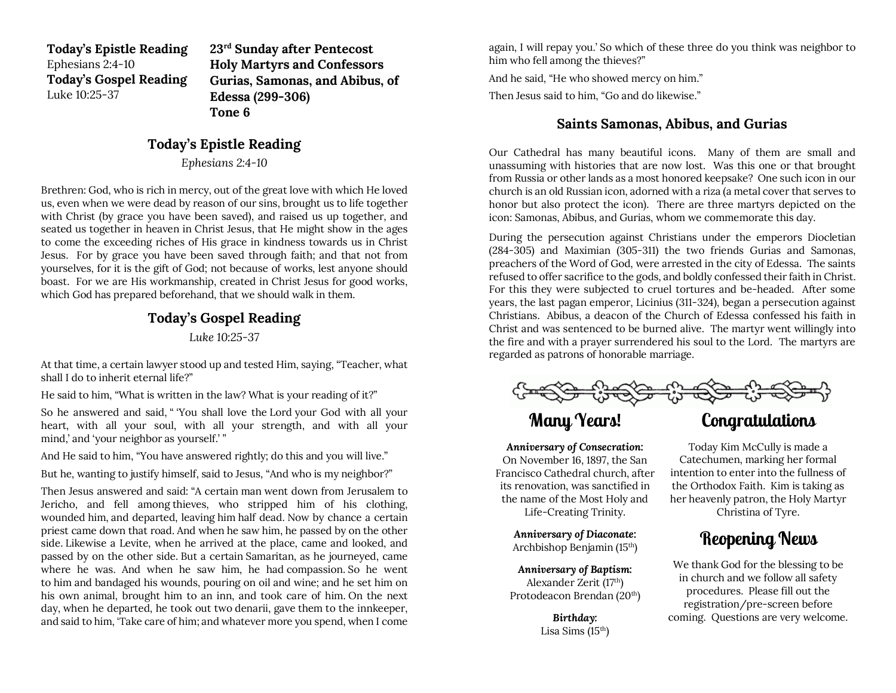**Today's Epistle Reading**
Ephesians 2:4-10
**Today's Gospel Reading**
Luke 10:25-37

**23rd Sunday after Pentecost**
**Holy Martyrs and Confessors Gurias, Samonas, and Abibus, of Edessa (299-306)**
**Tone 6**

## Today's Epistle Reading

*Ephesians 2:4-10*

Brethren: God, who is rich in mercy, out of the great love with which He loved us, even when we were dead by reason of our sins, brought us to life together with Christ (by grace you have been saved), and raised us up together, and seated us together in heaven in Christ Jesus, that He might show in the ages to come the exceeding riches of His grace in kindness towards us in Christ Jesus. For by grace you have been saved through faith; and that not from yourselves, for it is the gift of God; not because of works, lest anyone should boast. For we are His workmanship, created in Christ Jesus for good works, which God has prepared beforehand, that we should walk in them.

## Today's Gospel Reading

*Luke 10:25-37*

At that time, a certain lawyer stood up and tested Him, saying, "Teacher, what shall I do to inherit eternal life?"

He said to him, "What is written in the law? What is your reading of it?"

So he answered and said, " 'You shall love the Lord your God with all your heart, with all your soul, with all your strength, and with all your mind,' and 'your neighbor as yourself.' "

And He said to him, "You have answered rightly; do this and you will live."

But he, wanting to justify himself, said to Jesus, "And who is my neighbor?"

Then Jesus answered and said: "A certain man went down from Jerusalem to Jericho, and fell among thieves, who stripped him of his clothing, wounded him, and departed, leaving him half dead. Now by chance a certain priest came down that road. And when he saw him, he passed by on the other side. Likewise a Levite, when he arrived at the place, came and looked, and passed by on the other side. But a certain Samaritan, as he journeyed, came where he was. And when he saw him, he had compassion. So he went to him and bandaged his wounds, pouring on oil and wine; and he set him on his own animal, brought him to an inn, and took care of him. On the next day, when he departed, he took out two denarii, gave them to the innkeeper, and said to him, 'Take care of him; and whatever more you spend, when I come again, I will repay you.' So which of these three do you think was neighbor to him who fell among the thieves?"

And he said, "He who showed mercy on him."

Then Jesus said to him, "Go and do likewise."

## Saints Samonas, Abibus, and Gurias

Our Cathedral has many beautiful icons. Many of them are small and unassuming with histories that are now lost. Was this one or that brought from Russia or other lands as a most honored keepsake? One such icon in our church is an old Russian icon, adorned with a riza (a metal cover that serves to honor but also protect the icon). There are three martyrs depicted on the icon: Samonas, Abibus, and Gurias, whom we commemorate this day.

During the persecution against Christians under the emperors Diocletian (284-305) and Maximian (305-311) the two friends Gurias and Samonas, preachers of the Word of God, were arrested in the city of Edessa. The saints refused to offer sacrifice to the gods, and boldly confessed their faith in Christ. For this they were subjected to cruel tortures and be-headed. After some years, the last pagan emperor, Licinius (311-324), began a persecution against Christians. Abibus, a deacon of the Church of Edessa confessed his faith in Christ and was sentenced to be burned alive. The martyr went willingly into the fire and with a prayer surrendered his soul to the Lord. The martyrs are regarded as patrons of honorable marriage.

## Many Years!

***Anniversary of Consecration:***
On November 16, 1897, the San Francisco Cathedral church, after its renovation, was sanctified in the name of the Most Holy and Life-Creating Trinity.

***Anniversary of Diaconate:***
Archbishop Benjamin (15th)

***Anniversary of Baptism:***
Alexander Zerit (17th)
Protodeacon Brendan (20th)

***Birthday:***
Lisa Sims (15th)

## Congratulations

Today Kim McCully is made a Catechumen, marking her formal intention to enter into the fullness of the Orthodox Faith. Kim is taking as her heavenly patron, the Holy Martyr Christina of Tyre.

## Reopening News

We thank God for the blessing to be in church and we follow all safety procedures. Please fill out the registration/pre-screen before coming. Questions are very welcome.